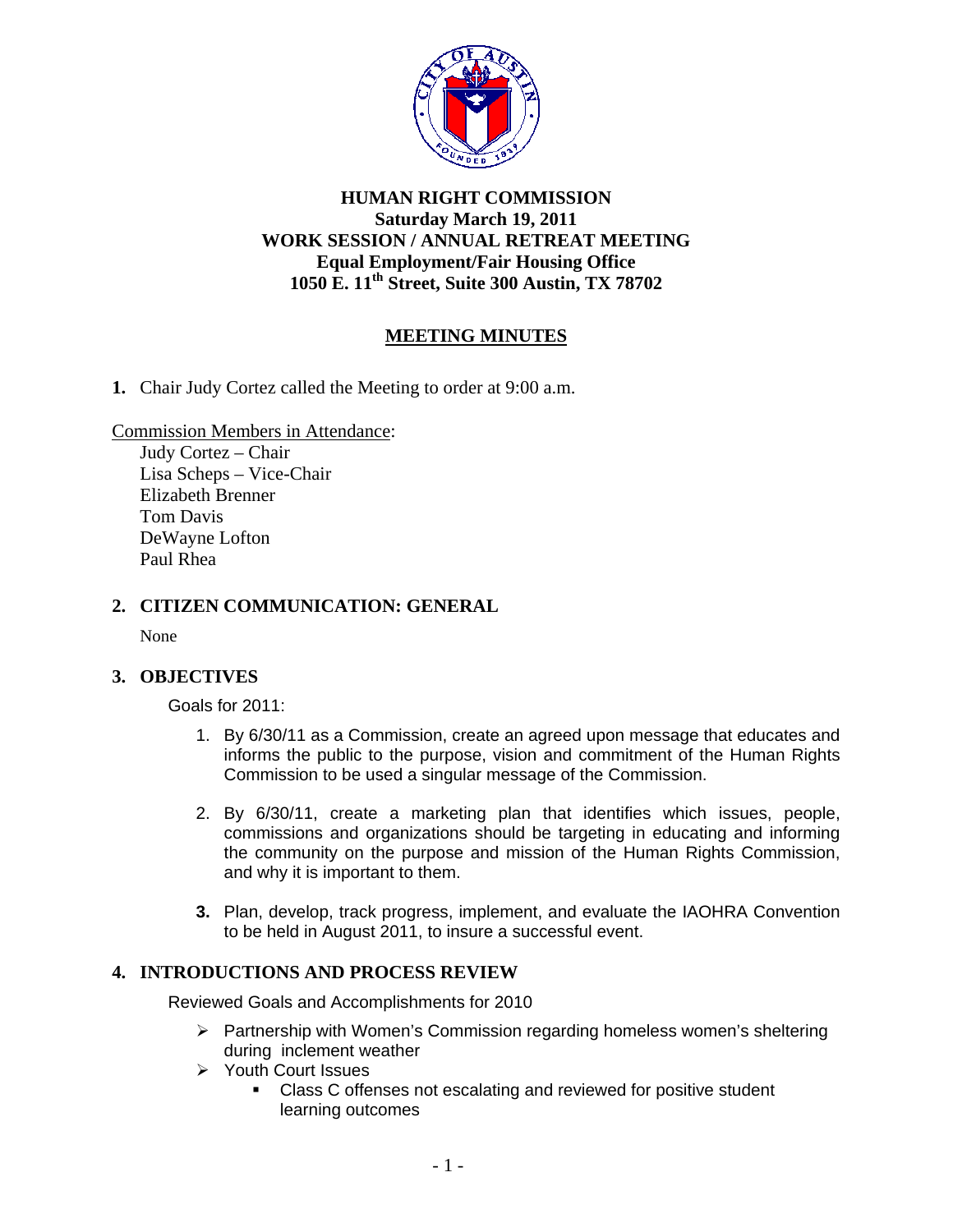**HUMAN RIGHT COMMISSION**
**Saturday March 19, 2011**
**WORK SESSION / ANNUAL RETREAT MEETING**
**Equal Employment/Fair Housing Office**
**1050 E. 11th Street, Suite 300 Austin, TX 78702**

## MEETING MINUTES

**1.** Chair Judy Cortez called the Meeting to order at 9:00 a.m.

Commission Members in Attendance:

Judy Cortez – Chair
Lisa Scheps – Vice-Chair
Elizabeth Brenner
Tom Davis
DeWayne Lofton
Paul Rhea

## 2. CITIZEN COMMUNICATION: GENERAL

None

## 3. OBJECTIVES

Goals for 2011:

1. By 6/30/11 as a Commission, create an agreed upon message that educates and informs the public to the purpose, vision and commitment of the Human Rights Commission to be used a singular message of the Commission.

2. By 6/30/11, create a marketing plan that identifies which issues, people, commissions and organizations should be targeting in educating and informing the community on the purpose and mission of the Human Rights Commission, and why it is important to them.

3. Plan, develop, track progress, implement, and evaluate the IAOHRA Convention to be held in August 2011, to insure a successful event.

## 4. INTRODUCTIONS AND PROCESS REVIEW

Reviewed Goals and Accomplishments for 2010

- Partnership with Women's Commission regarding homeless women's sheltering during inclement weather
- Youth Court Issues
  - Class C offenses not escalating and reviewed for positive student learning outcomes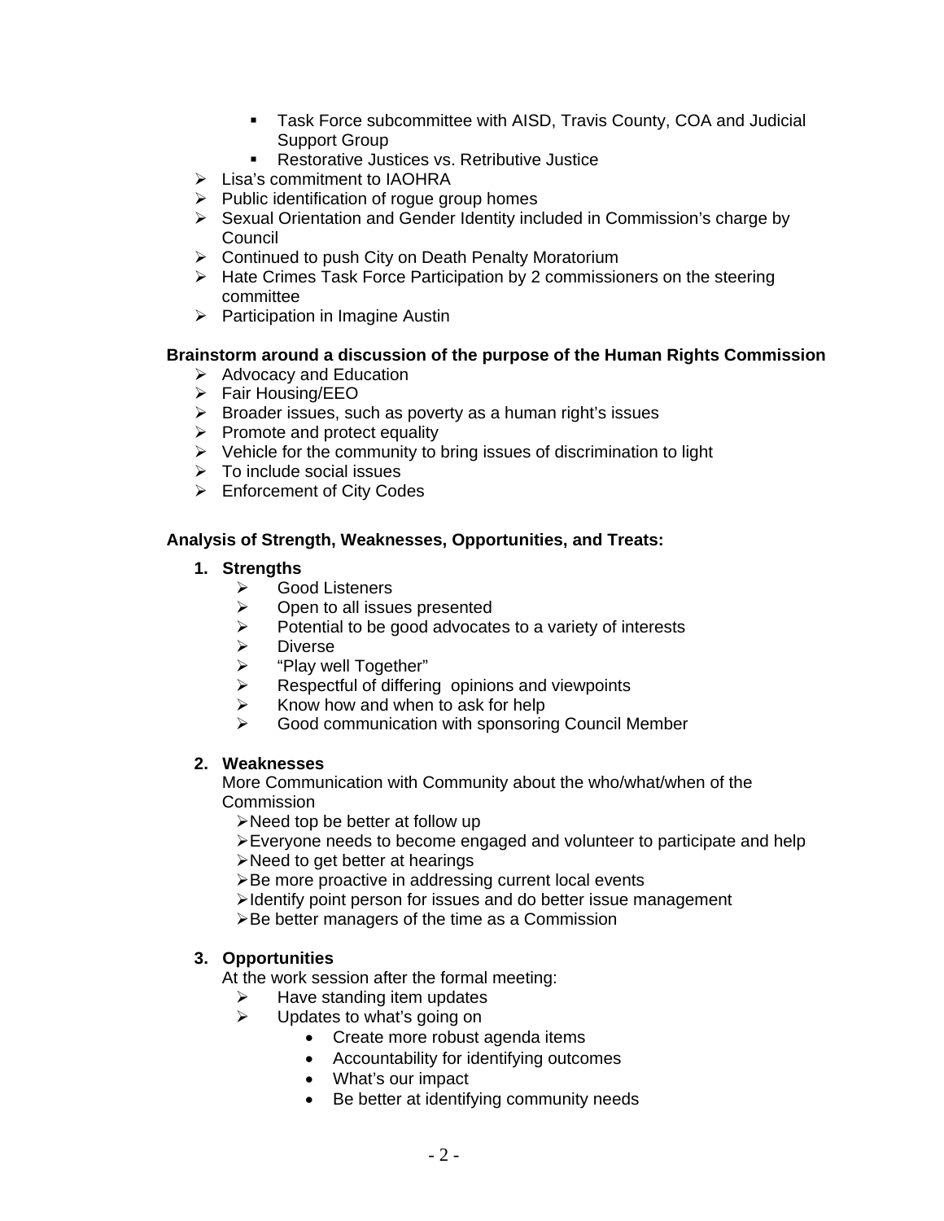- Task Force subcommittee with AISD, Travis County, COA and Judicial Support Group
  - Restorative Justices vs. Retributive Justice
- Lisa's commitment to IAOHRA
- Public identification of rogue group homes
- Sexual Orientation and Gender Identity included in Commission's charge by Council
- Continued to push City on Death Penalty Moratorium
- Hate Crimes Task Force Participation by 2 commissioners on the steering committee
- Participation in Imagine Austin

**Brainstorm around a discussion of the purpose of the Human Rights Commission**

- Advocacy and Education
- Fair Housing/EEO
- Broader issues, such as poverty as a human right's issues
- Promote and protect equality
- Vehicle for the community to bring issues of discrimination to light
- To include social issues
- Enforcement of City Codes

**Analysis of Strength, Weaknesses, Opportunities, and Treats:**

1. **Strengths**
   - Good Listeners
   - Open to all issues presented
   - Potential to be good advocates to a variety of interests
   - Diverse
   - "Play well Together"
   - Respectful of differing opinions and viewpoints
   - Know how and when to ask for help
   - Good communication with sponsoring Council Member

2. **Weaknesses**
   More Communication with Community about the who/what/when of the Commission
   - Need top be better at follow up
   - Everyone needs to become engaged and volunteer to participate and help
   - Need to get better at hearings
   - Be more proactive in addressing current local events
   - Identify point person for issues and do better issue management
   - Be better managers of the time as a Commission

3. **Opportunities**
   At the work session after the formal meeting:
   - Have standing item updates
   - Updates to what's going on
     - Create more robust agenda items
     - Accountability for identifying outcomes
     - What's our impact
     - Be better at identifying community needs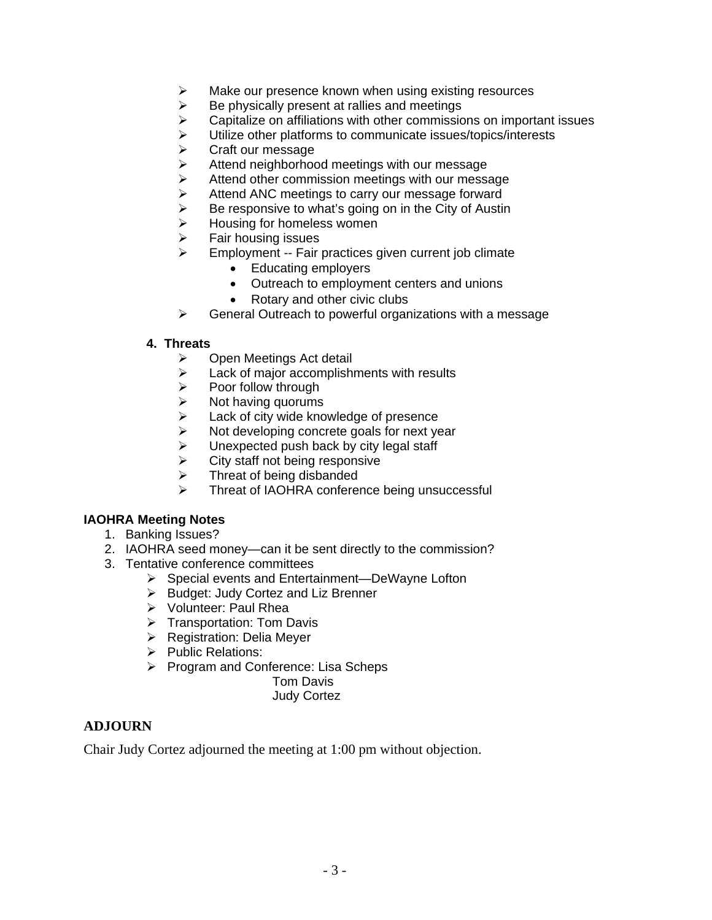- Make our presence known when using existing resources
- Be physically present at rallies and meetings
- Capitalize on affiliations with other commissions on important issues
- Utilize other platforms to communicate issues/topics/interests
- Craft our message
- Attend neighborhood meetings with our message
- Attend other commission meetings with our message
- Attend ANC meetings to carry our message forward
- Be responsive to what's going on in the City of Austin
- Housing for homeless women
- Fair housing issues
- Employment -- Fair practices given current job climate
  - Educating employers
  - Outreach to employment centers and unions
  - Rotary and other civic clubs
- General Outreach to powerful organizations with a message

**4. Threats**

- Open Meetings Act detail
- Lack of major accomplishments with results
- Poor follow through
- Not having quorums
- Lack of city wide knowledge of presence
- Not developing concrete goals for next year
- Unexpected push back by city legal staff
- City staff not being responsive
- Threat of being disbanded
- Threat of IAOHRA conference being unsuccessful

**IAOHRA Meeting Notes**

1. Banking Issues?
2. IAOHRA seed money—can it be sent directly to the commission?
3. Tentative conference committees
   - Special events and Entertainment—DeWayne Lofton
   - Budget: Judy Cortez and Liz Brenner
   - Volunteer: Paul Rhea
   - Transportation: Tom Davis
   - Registration: Delia Meyer
   - Public Relations:
   - Program and Conference: Lisa Scheps
     Tom Davis
     Judy Cortez

## ADJOURN

Chair Judy Cortez adjourned the meeting at 1:00 pm without objection.